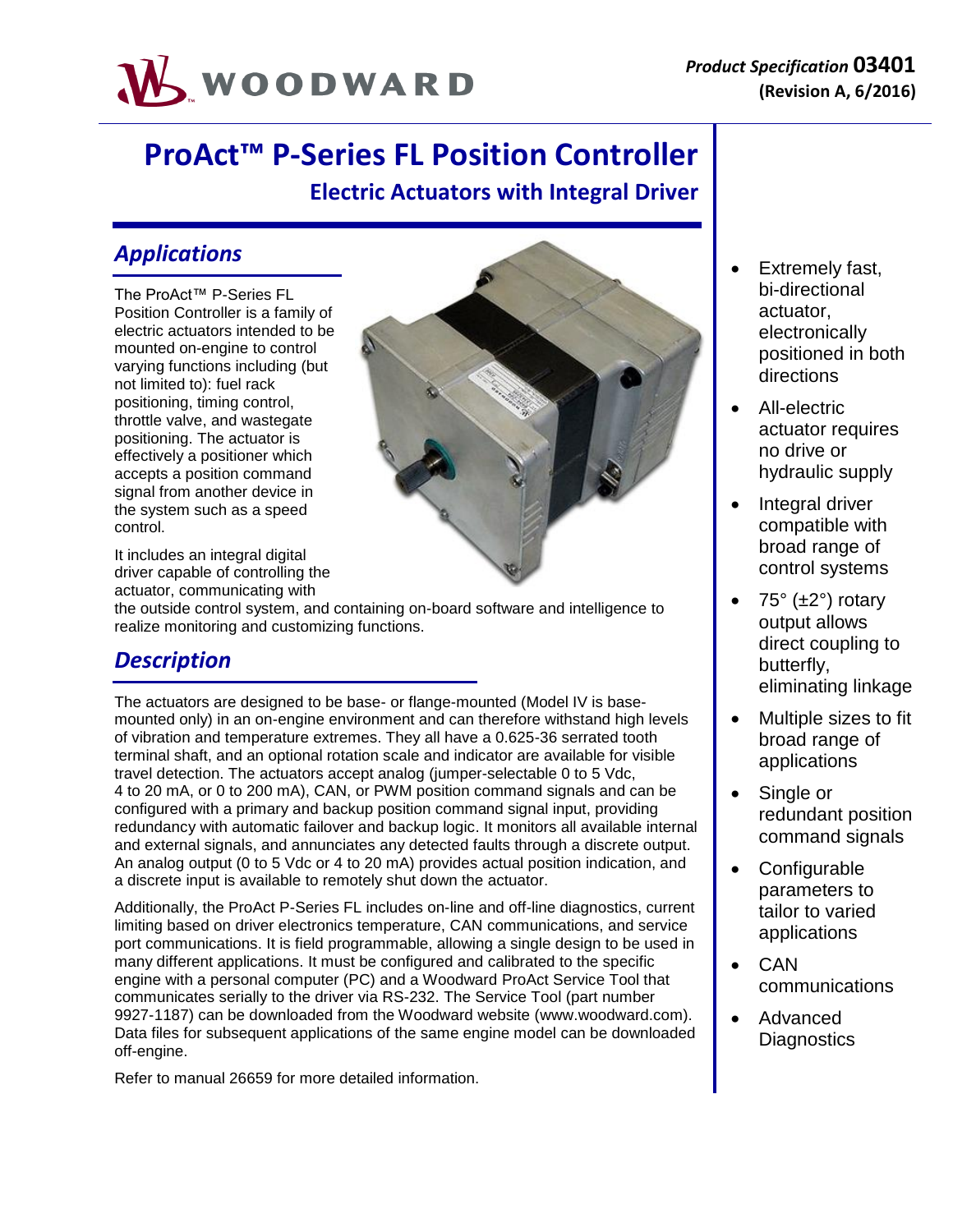Product Specification **03401**
**(Revision A, 6/2016)**

# ProAct™ P-Series FL Position Controller

## Electric Actuators with Integral Driver

## *Applications*

The ProAct™ P-Series FL Position Controller is a family of electric actuators intended to be mounted on-engine to control varying functions including (but not limited to): fuel rack positioning, timing control, throttle valve, and wastegate positioning. The actuator is effectively a positioner which accepts a position command signal from another device in the system such as a speed control.

It includes an integral digital driver capable of controlling the actuator, communicating with the outside control system, and containing on-board software and intelligence to realize monitoring and customizing functions.

## *Description*

The actuators are designed to be base- or flange-mounted (Model IV is base-mounted only) in an on-engine environment and can therefore withstand high levels of vibration and temperature extremes. They all have a 0.625-36 serrated tooth terminal shaft, and an optional rotation scale and indicator are available for visible travel detection. The actuators accept analog (jumper-selectable 0 to 5 Vdc, 4 to 20 mA, or 0 to 200 mA), CAN, or PWM position command signals and can be configured with a primary and backup position command signal input, providing redundancy with automatic failover and backup logic. It monitors all available internal and external signals, and annunciates any detected faults through a discrete output. An analog output (0 to 5 Vdc or 4 to 20 mA) provides actual position indication, and a discrete input is available to remotely shut down the actuator.

Additionally, the ProAct P-Series FL includes on-line and off-line diagnostics, current limiting based on driver electronics temperature, CAN communications, and service port communications. It is field programmable, allowing a single design to be used in many different applications. It must be configured and calibrated to the specific engine with a personal computer (PC) and a Woodward ProAct Service Tool that communicates serially to the driver via RS-232. The Service Tool (part number 9927-1187) can be downloaded from the Woodward website (www.woodward.com). Data files for subsequent applications of the same engine model can be downloaded off-engine.

Refer to manual 26659 for more detailed information.

- Extremely fast, bi-directional actuator, electronically positioned in both directions
- All-electric actuator requires no drive or hydraulic supply
- Integral driver compatible with broad range of control systems
- 75° (±2°) rotary output allows direct coupling to butterfly, eliminating linkage
- Multiple sizes to fit broad range of applications
- Single or redundant position command signals
- Configurable parameters to tailor to varied applications
- CAN communications
- Advanced Diagnostics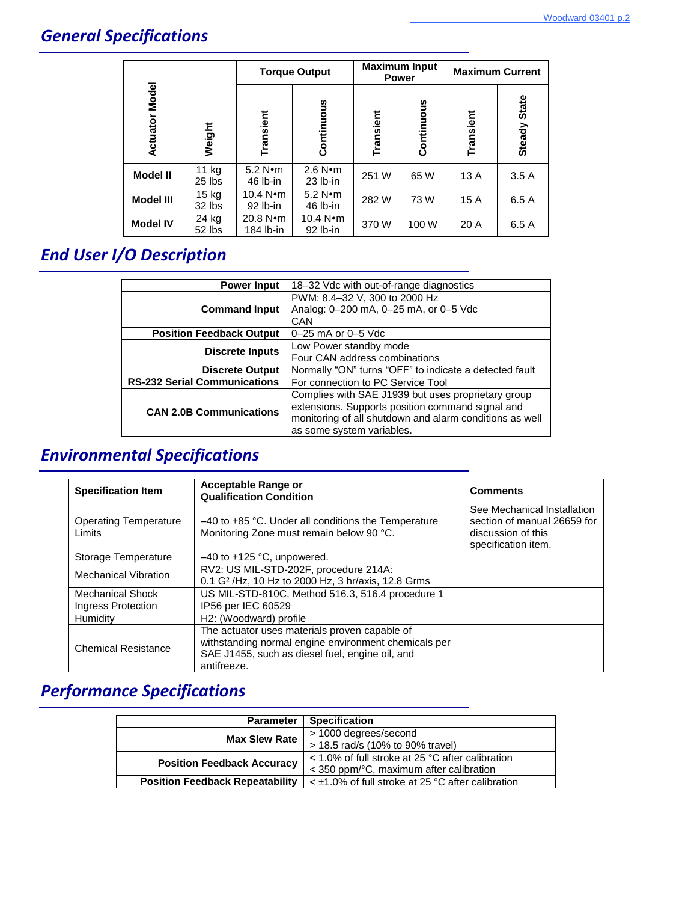## General Specifications

| Actuator Model | Weight | Torque Output | | Maximum Input Power | | Maximum Current | |
|---|---|---|---|---|---|---|---|
| | | Transient | Continuous | Transient | Continuous | Transient | Steady State |
| **Model II** | 11 kg<br>25 lbs | 5.2 N•m<br>46 lb-in | 2.6 N•m<br>23 lb-in | 251 W | 65 W | 13 A | 3.5 A |
| **Model III** | 15 kg<br>32 lbs | 10.4 N•m<br>92 lb-in | 5.2 N•m<br>46 lb-in | 282 W | 73 W | 15 A | 6.5 A |
| **Model IV** | 24 kg<br>52 lbs | 20.8 N•m<br>184 lb-in | 10.4 N•m<br>92 lb-in | 370 W | 100 W | 20 A | 6.5 A |

## End User I/O Description

| | |
|---|---|
| **Power Input** | 18–32 Vdc with out-of-range diagnostics |
| **Command Input** | PWM: 8.4–32 V, 300 to 2000 Hz<br>Analog: 0–200 mA, 0–25 mA, or 0–5 Vdc<br>CAN |
| **Position Feedback Output** | 0–25 mA or 0–5 Vdc |
| **Discrete Inputs** | Low Power standby mode<br>Four CAN address combinations |
| **Discrete Output** | Normally "ON" turns "OFF" to indicate a detected fault |
| **RS-232 Serial Communications** | For connection to PC Service Tool |
| **CAN 2.0B Communications** | Complies with SAE J1939 but uses proprietary group extensions. Supports position command signal and monitoring of all shutdown and alarm conditions as well as some system variables. |

## Environmental Specifications

| Specification Item | Acceptable Range or Qualification Condition | Comments |
|---|---|---|
| Operating Temperature Limits | –40 to +85 °C. Under all conditions the Temperature Monitoring Zone must remain below 90 °C. | See Mechanical Installation section of manual 26659 for discussion of this specification item. |
| Storage Temperature | –40 to +125 °C, unpowered. | |
| Mechanical Vibration | RV2: US MIL-STD-202F, procedure 214A:<br>0.1 G²/Hz, 10 Hz to 2000 Hz, 3 hr/axis, 12.8 Grms | |
| Mechanical Shock | US MIL-STD-810C, Method 516.3, 516.4 procedure 1 | |
| Ingress Protection | IP56 per IEC 60529 | |
| Humidity | H2: (Woodward) profile | |
| Chemical Resistance | The actuator uses materials proven capable of withstanding normal engine environment chemicals per SAE J1455, such as diesel fuel, engine oil, and antifreeze. | |

## Performance Specifications

| Parameter | Specification |
|---|---|
| **Max Slew Rate** | > 1000 degrees/second<br>> 18.5 rad/s (10% to 90% travel) |
| **Position Feedback Accuracy** | < 1.0% of full stroke at 25 °C after calibration<br>< 350 ppm/°C, maximum after calibration |
| **Position Feedback Repeatability** | < ±1.0% of full stroke at 25 °C after calibration |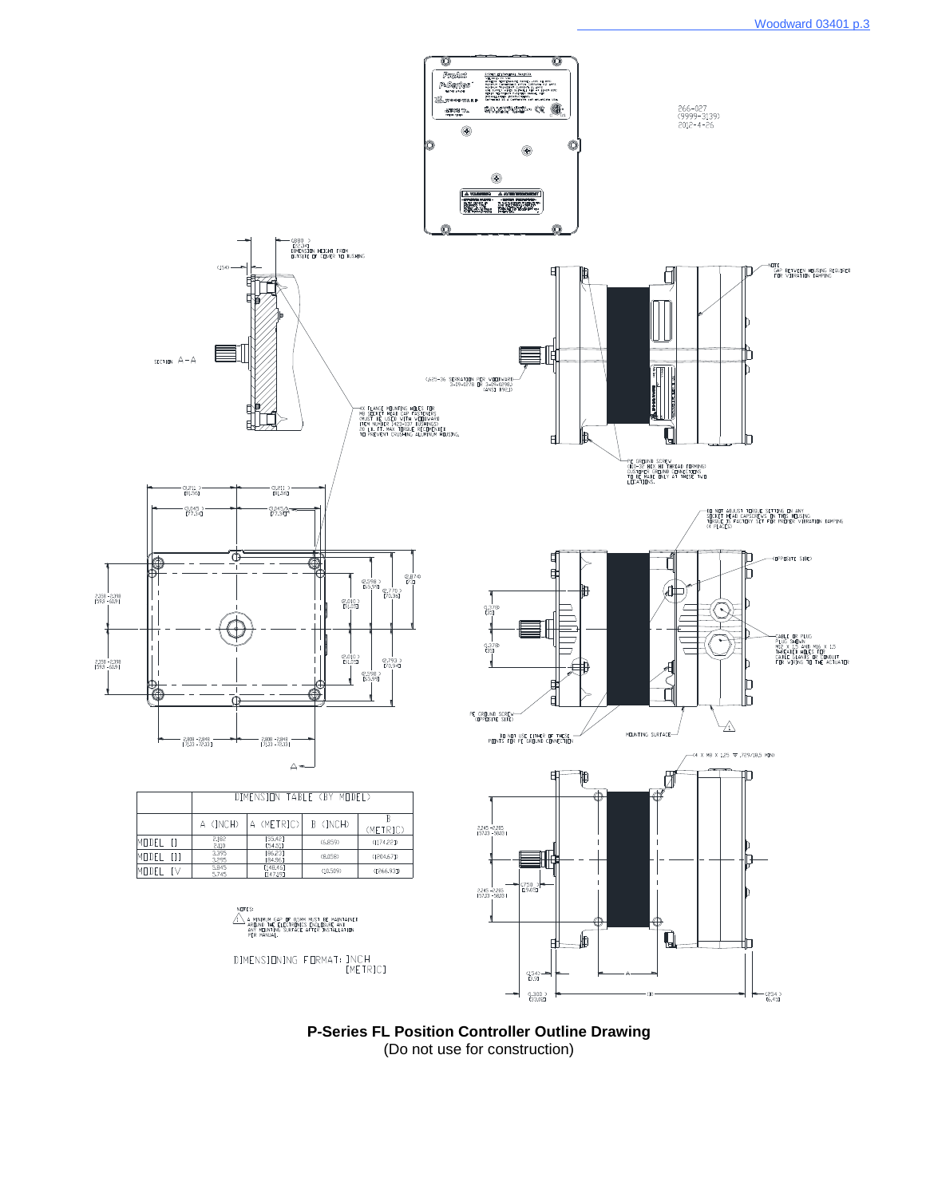Woodward 03401 p.3

266-027
(9999-3139)
2012-4-26

SECTION A–A

(.880)
[22.34]
DIMENSION HEIGHT FROM
OUTSIDE OF COVER TO BUSHING

NOTE:
GAP BETWEEN HOUSING REQUIRED
FOR VIBRATION DAMPING

(.625-36 SERRATION PER WOODWARD
3-09-0278 OR 3-25-0298)
(ANSI 1983)

4X FLANGE MOUNTING HOLES FOR
M8 SOCKET HEAD CAP FASTENERS
(MUST BE USED WITH WOODWARD
ITEM NUMBER 1422-037 BUSHINGS)
20 LB. FT. MAX TORQUE RECOMMENDED
TO PREVENT CRUSHING ALUMINUM HOUSING.

PE GROUND SCREW
(#10-32 HEX HD THREAD FORMING)
CUSTOMER GROUND CONNECTIONS
TO BE MADE ONLY AT THESE TWO
LOCATIONS.

DO NOT ADJUST TORQUE SETTING ON ANY
SOCKET HEAD CAPSCREWS ON THIS HOUSING
TORQUE IS FACTORY SET FOR PROPER VIBRATION DAMPING
(4 PLACES)

(OPPOSITE SIDE)

CABLE OR PLUG
PLUG SHOWN
M20 X 1.5 AND M16 X 1.5
THREADED HOLES FOR
CABLE GLANDS OR CONDUIT
FOR WIRING TO THE ACTUATOR

PE GROUND SCREW
(OPPOSITE SIDE)

DO NOT USE EITHER OF THESE
POINTS FOR PE GROUND CONNECTION

MOUNTING SURFACE

4 X M8 X 1.25 ▽ .729[18.5] MIN

| | DIMENSION TABLE (BY MODEL) | | | |
|---|---|---|---|---|
| | A (INCH) | A (METRIC) | B (INCH) | B (METRIC) |
| MODEL II | 2.182<br>2.110 | [55.42]<br>[54.51] | (6.859) | ([174.22]) |
| MODEL III | 3.395<br>3.295 | [86.23]<br>[84.86] | (8.058) | ([204.67]) |
| MODEL IV | 5.845<br>5.745 | [148.46]<br>[147.49] | (10.509) | ([266.93]) |

NOTES:
1. A MINIMUM GAP OF 0.5MM MUST BE MAINTAINED AROUND THE ELECTRONICS ENCLOSURE AND ANY MOUNTING SURFACE AFTER INSTALLATION PER MANUAL.

DIMENSIONING FORMAT: INCH
[METRIC]

**P-Series FL Position Controller Outline Drawing**
(Do not use for construction)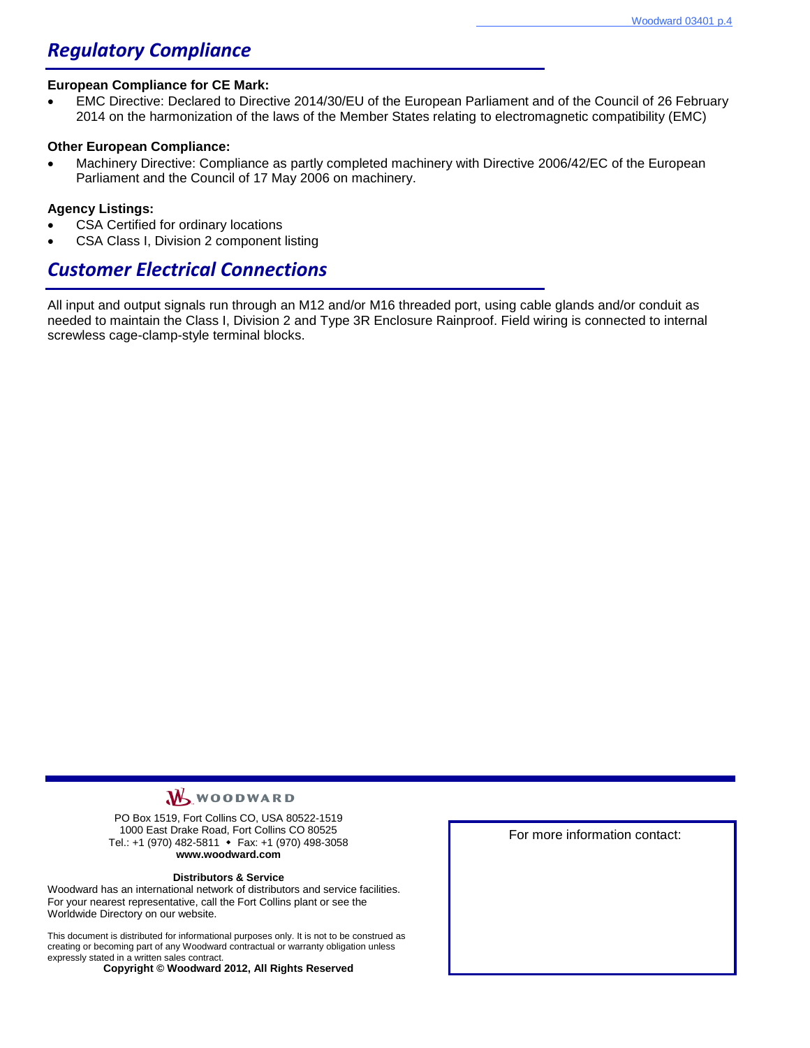## *Regulatory Compliance*

**European Compliance for CE Mark:**

- EMC Directive: Declared to Directive 2014/30/EU of the European Parliament and of the Council of 26 February 2014 on the harmonization of the laws of the Member States relating to electromagnetic compatibility (EMC)

**Other European Compliance:**

- Machinery Directive: Compliance as partly completed machinery with Directive 2006/42/EC of the European Parliament and the Council of 17 May 2006 on machinery.

**Agency Listings:**

- CSA Certified for ordinary locations
- CSA Class I, Division 2 component listing

## *Customer Electrical Connections*

All input and output signals run through an M12 and/or M16 threaded port, using cable glands and/or conduit as needed to maintain the Class I, Division 2 and Type 3R Enclosure Rainproof. Field wiring is connected to internal screwless cage-clamp-style terminal blocks.

WOODWARD

PO Box 1519, Fort Collins CO, USA 80522-1519
1000 East Drake Road, Fort Collins CO 80525
Tel.: +1 (970) 482-5811 • Fax: +1 (970) 498-3058
**www.woodward.com**

**Distributors & Service**

Woodward has an international network of distributors and service facilities. For your nearest representative, call the Fort Collins plant or see the Worldwide Directory on our website.

This document is distributed for informational purposes only. It is not to be construed as creating or becoming part of any Woodward contractual or warranty obligation unless expressly stated in a written sales contract.

**Copyright © Woodward 2012, All Rights Reserved**

For more information contact: